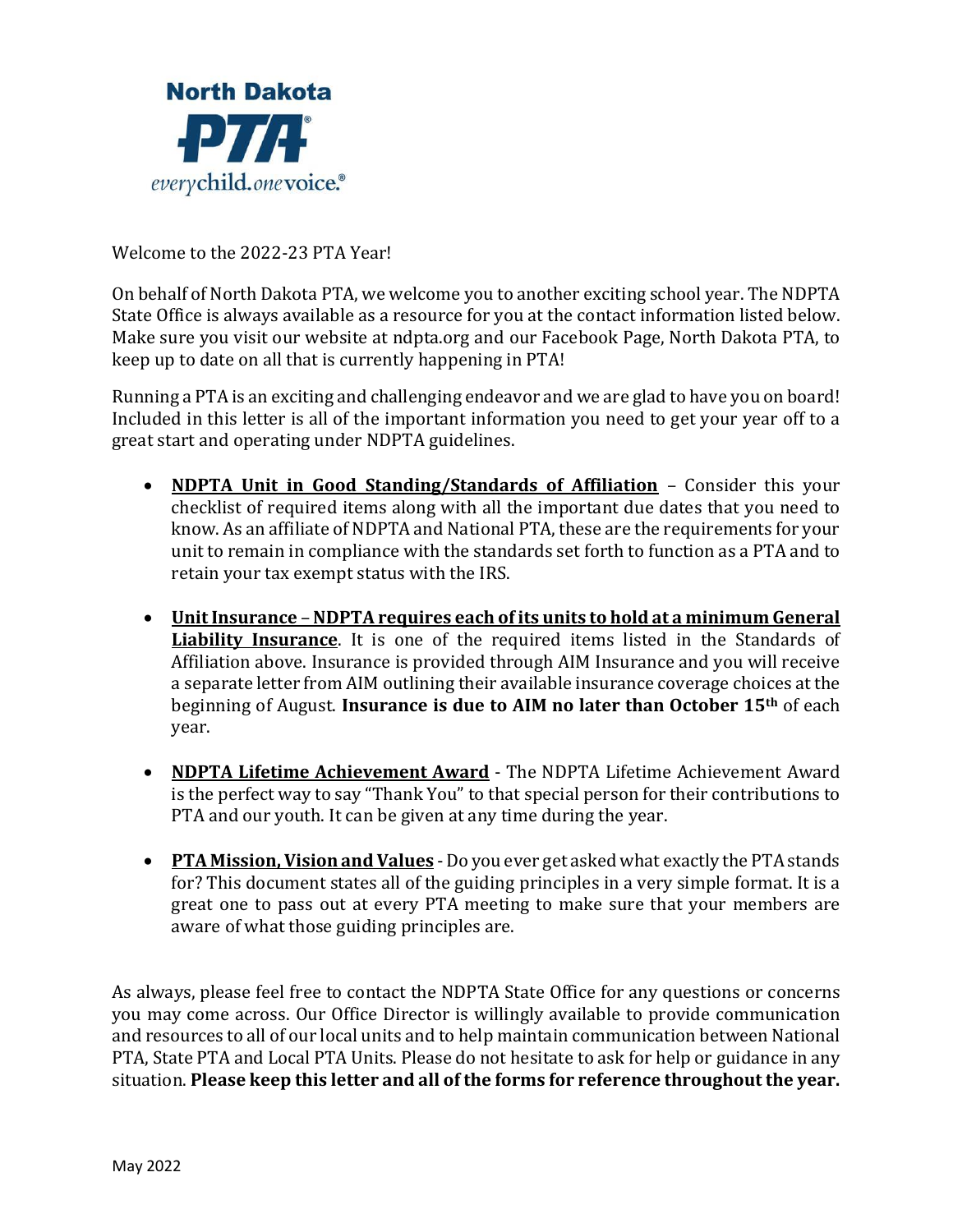North Dakota PTA everychild.onevoice.®

Welcome to the 2022-23 PTA Year!

On behalf of North Dakota PTA, we welcome you to another exciting school year. The NDPTA State Office is always available as a resource for you at the contact information listed below. Make sure you visit our website at ndpta.org and our Facebook Page, North Dakota PTA, to keep up to date on all that is currently happening in PTA!

Running a PTA is an exciting and challenging endeavor and we are glad to have you on board! Included in this letter is all of the important information you need to get your year off to a great start and operating under NDPTA guidelines.

- **NDPTA Unit in Good Standing/Standards of Affiliation** – Consider this your checklist of required items along with all the important due dates that you need to know. As an affiliate of NDPTA and National PTA, these are the requirements for your unit to remain in compliance with the standards set forth to function as a PTA and to retain your tax exempt status with the IRS.
- **Unit Insurance – NDPTA requires each of its units to hold at a minimum General Liability Insurance**. It is one of the required items listed in the Standards of Affiliation above. Insurance is provided through AIM Insurance and you will receive a separate letter from AIM outlining their available insurance coverage choices at the beginning of August. **Insurance is due to AIM no later than October 15th** of each year.
- **NDPTA Lifetime Achievement Award** - The NDPTA Lifetime Achievement Award is the perfect way to say "Thank You" to that special person for their contributions to PTA and our youth. It can be given at any time during the year.
- **PTA Mission, Vision and Values** - Do you ever get asked what exactly the PTA stands for? This document states all of the guiding principles in a very simple format. It is a great one to pass out at every PTA meeting to make sure that your members are aware of what those guiding principles are.

As always, please feel free to contact the NDPTA State Office for any questions or concerns you may come across. Our Office Director is willingly available to provide communication and resources to all of our local units and to help maintain communication between National PTA, State PTA and Local PTA Units. Please do not hesitate to ask for help or guidance in any situation. **Please keep this letter and all of the forms for reference throughout the year.**

May 2022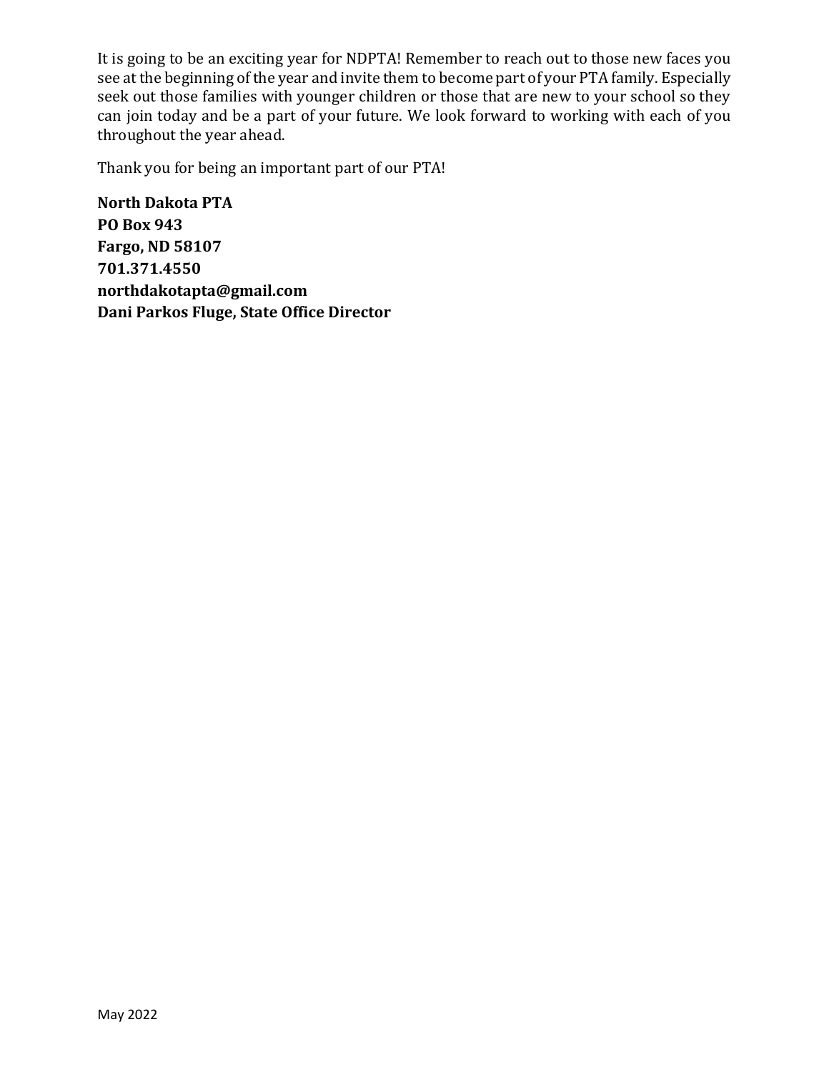It is going to be an exciting year for NDPTA! Remember to reach out to those new faces you see at the beginning of the year and invite them to become part of your PTA family. Especially seek out those families with younger children or those that are new to your school so they can join today and be a part of your future. We look forward to working with each of you throughout the year ahead.

Thank you for being an important part of our PTA!

**North Dakota PTA**
**PO Box 943**
**Fargo, ND 58107**
**701.371.4550**
**northdakotapta@gmail.com**
**Dani Parkos Fluge, State Office Director**

May 2022